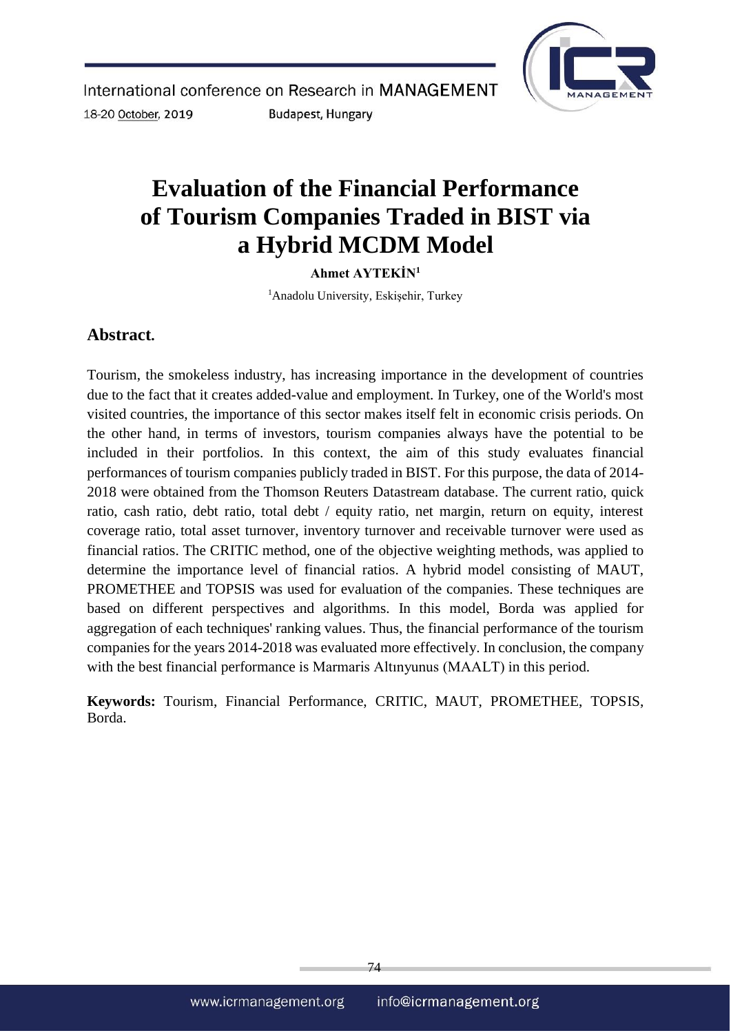# Evaluation of the Financial Performance of Tourism Companies Traded in BIST via a Hybrid MCDM Model

**Ahmet AYTEKİN[1]**

[1]Anadolu University, Eskişehir, Turkey

## Abstract.

Tourism, the smokeless industry, has increasing importance in the development of countries due to the fact that it creates added-value and employment. In Turkey, one of the World's most visited countries, the importance of this sector makes itself felt in economic crisis periods. On the other hand, in terms of investors, tourism companies always have the potential to be included in their portfolios. In this context, the aim of this study evaluates financial performances of tourism companies publicly traded in BIST. For this purpose, the data of 2014-2018 were obtained from the Thomson Reuters Datastream database. The current ratio, quick ratio, cash ratio, debt ratio, total debt / equity ratio, net margin, return on equity, interest coverage ratio, total asset turnover, inventory turnover and receivable turnover were used as financial ratios. The CRITIC method, one of the objective weighting methods, was applied to determine the importance level of financial ratios. A hybrid model consisting of MAUT, PROMETHEE and TOPSIS was used for evaluation of the companies. These techniques are based on different perspectives and algorithms. In this model, Borda was applied for aggregation of each techniques' ranking values. Thus, the financial performance of the tourism companies for the years 2014-2018 was evaluated more effectively. In conclusion, the company with the best financial performance is Marmaris Altınyunus (MAALT) in this period.

**Keywords:** Tourism, Financial Performance, CRITIC, MAUT, PROMETHEE, TOPSIS, Borda.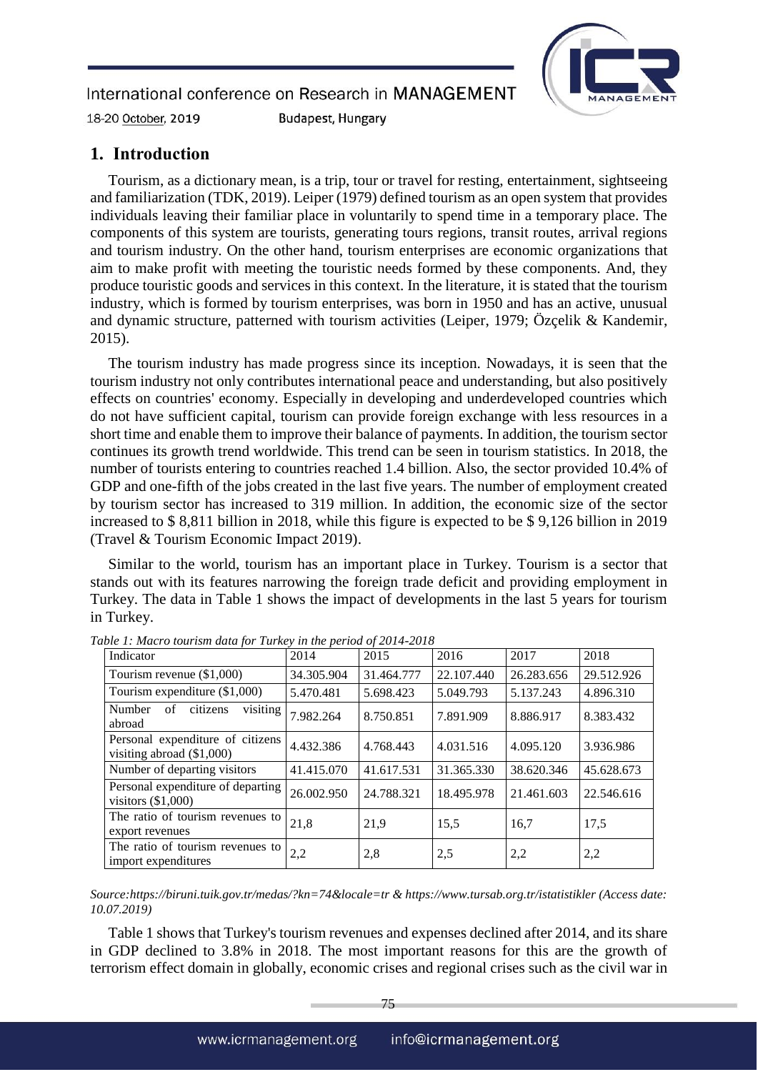## 1. Introduction

Tourism, as a dictionary mean, is a trip, tour or travel for resting, entertainment, sightseeing and familiarization (TDK, 2019). Leiper (1979) defined tourism as an open system that provides individuals leaving their familiar place in voluntarily to spend time in a temporary place. The components of this system are tourists, generating tours regions, transit routes, arrival regions and tourism industry. On the other hand, tourism enterprises are economic organizations that aim to make profit with meeting the touristic needs formed by these components. And, they produce touristic goods and services in this context. In the literature, it is stated that the tourism industry, which is formed by tourism enterprises, was born in 1950 and has an active, unusual and dynamic structure, patterned with tourism activities (Leiper, 1979; Özçelik & Kandemir, 2015).

The tourism industry has made progress since its inception. Nowadays, it is seen that the tourism industry not only contributes international peace and understanding, but also positively effects on countries' economy. Especially in developing and underdeveloped countries which do not have sufficient capital, tourism can provide foreign exchange with less resources in a short time and enable them to improve their balance of payments. In addition, the tourism sector continues its growth trend worldwide. This trend can be seen in tourism statistics. In 2018, the number of tourists entering to countries reached 1.4 billion. Also, the sector provided 10.4% of GDP and one-fifth of the jobs created in the last five years. The number of employment created by tourism sector has increased to 319 million. In addition, the economic size of the sector increased to $ 8,811 billion in 2018, while this figure is expected to be $ 9,126 billion in 2019 (Travel & Tourism Economic Impact 2019).

Similar to the world, tourism has an important place in Turkey. Tourism is a sector that stands out with its features narrowing the foreign trade deficit and providing employment in Turkey. The data in Table 1 shows the impact of developments in the last 5 years for tourism in Turkey.

*Table 1: Macro tourism data for Turkey in the period of 2014-2018*

| Indicator | 2014 | 2015 | 2016 | 2017 | 2018 |
|---|---|---|---|---|---|
| Tourism revenue ($1,000) | 34.305.904 | 31.464.777 | 22.107.440 | 26.283.656 | 29.512.926 |
| Tourism expenditure ($1,000) | 5.470.481 | 5.698.423 | 5.049.793 | 5.137.243 | 4.896.310 |
| Number of citizens visiting abroad | 7.982.264 | 8.750.851 | 7.891.909 | 8.886.917 | 8.383.432 |
| Personal expenditure of citizens visiting abroad ($1,000) | 4.432.386 | 4.768.443 | 4.031.516 | 4.095.120 | 3.936.986 |
| Number of departing visitors | 41.415.070 | 41.617.531 | 31.365.330 | 38.620.346 | 45.628.673 |
| Personal expenditure of departing visitors ($1,000) | 26.002.950 | 24.788.321 | 18.495.978 | 21.461.603 | 22.546.616 |
| The ratio of tourism revenues to export revenues | 21,8 | 21,9 | 15,5 | 16,7 | 17,5 |
| The ratio of tourism revenues to import expenditures | 2,2 | 2,8 | 2,5 | 2,2 | 2,2 |

*Source:https://biruni.tuik.gov.tr/medas/?kn=74&locale=tr & https://www.tursab.org.tr/istatistikler (Access date: 10.07.2019)*

Table 1 shows that Turkey's tourism revenues and expenses declined after 2014, and its share in GDP declined to 3.8% in 2018. The most important reasons for this are the growth of terrorism effect domain in globally, economic crises and regional crises such as the civil war in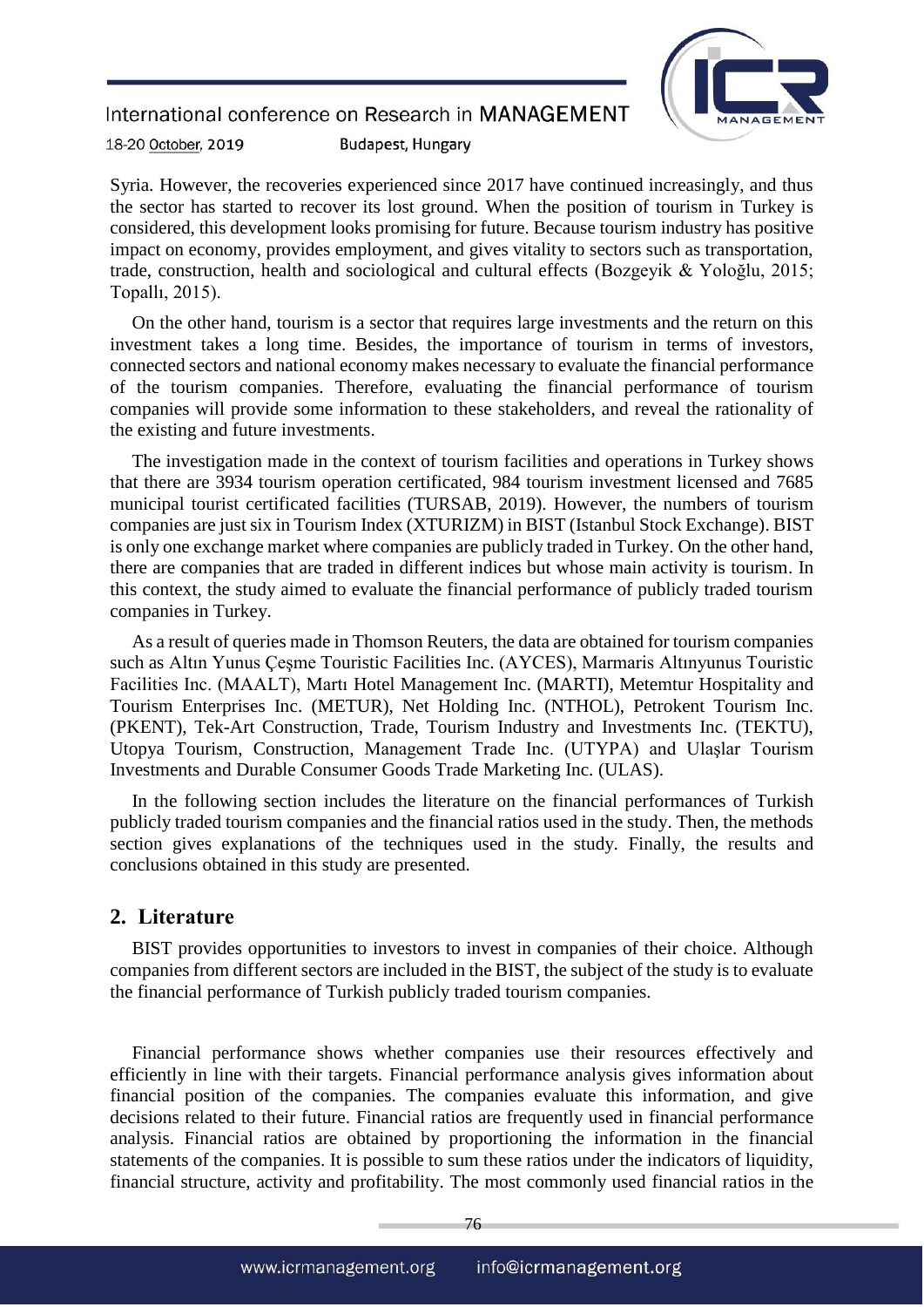Syria. However, the recoveries experienced since 2017 have continued increasingly, and thus the sector has started to recover its lost ground. When the position of tourism in Turkey is considered, this development looks promising for future. Because tourism industry has positive impact on economy, provides employment, and gives vitality to sectors such as transportation, trade, construction, health and sociological and cultural effects (Bozgeyik & Yoloğlu, 2015; Topallı, 2015).

On the other hand, tourism is a sector that requires large investments and the return on this investment takes a long time. Besides, the importance of tourism in terms of investors, connected sectors and national economy makes necessary to evaluate the financial performance of the tourism companies. Therefore, evaluating the financial performance of tourism companies will provide some information to these stakeholders, and reveal the rationality of the existing and future investments.

The investigation made in the context of tourism facilities and operations in Turkey shows that there are 3934 tourism operation certificated, 984 tourism investment licensed and 7685 municipal tourist certificated facilities (TURSAB, 2019). However, the numbers of tourism companies are just six in Tourism Index (XTURIZM) in BIST (Istanbul Stock Exchange). BIST is only one exchange market where companies are publicly traded in Turkey. On the other hand, there are companies that are traded in different indices but whose main activity is tourism. In this context, the study aimed to evaluate the financial performance of publicly traded tourism companies in Turkey.

As a result of queries made in Thomson Reuters, the data are obtained for tourism companies such as Altın Yunus Çeşme Touristic Facilities Inc. (AYCES), Marmaris Altınyunus Touristic Facilities Inc. (MAALT), Martı Hotel Management Inc. (MARTI), Metemtur Hospitality and Tourism Enterprises Inc. (METUR), Net Holding Inc. (NTHOL), Petrokent Tourism Inc. (PKENT), Tek-Art Construction, Trade, Tourism Industry and Investments Inc. (TEKTU), Utopya Tourism, Construction, Management Trade Inc. (UTYPA) and Ulaşlar Tourism Investments and Durable Consumer Goods Trade Marketing Inc. (ULAS).

In the following section includes the literature on the financial performances of Turkish publicly traded tourism companies and the financial ratios used in the study. Then, the methods section gives explanations of the techniques used in the study. Finally, the results and conclusions obtained in this study are presented.

## 2. Literature

BIST provides opportunities to investors to invest in companies of their choice. Although companies from different sectors are included in the BIST, the subject of the study is to evaluate the financial performance of Turkish publicly traded tourism companies.

Financial performance shows whether companies use their resources effectively and efficiently in line with their targets. Financial performance analysis gives information about financial position of the companies. The companies evaluate this information, and give decisions related to their future. Financial ratios are frequently used in financial performance analysis. Financial ratios are obtained by proportioning the information in the financial statements of the companies. It is possible to sum these ratios under the indicators of liquidity, financial structure, activity and profitability. The most commonly used financial ratios in the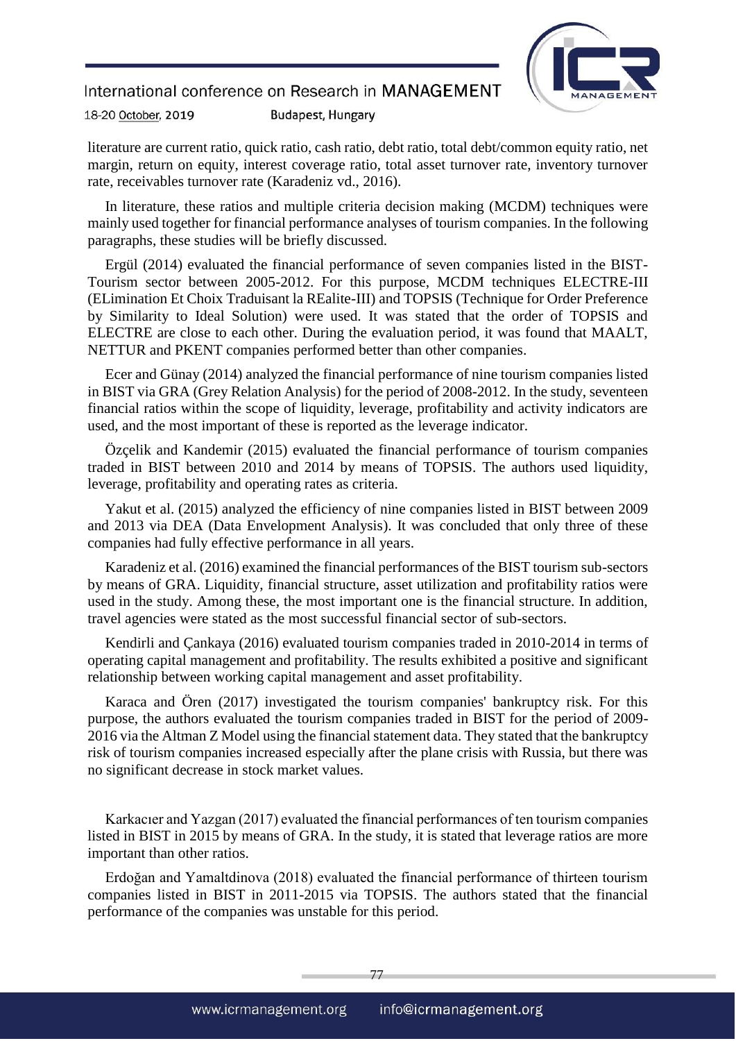literature are current ratio, quick ratio, cash ratio, debt ratio, total debt/common equity ratio, net margin, return on equity, interest coverage ratio, total asset turnover rate, inventory turnover rate, receivables turnover rate (Karadeniz vd., 2016).

In literature, these ratios and multiple criteria decision making (MCDM) techniques were mainly used together for financial performance analyses of tourism companies. In the following paragraphs, these studies will be briefly discussed.

Ergül (2014) evaluated the financial performance of seven companies listed in the BIST-Tourism sector between 2005-2012. For this purpose, MCDM techniques ELECTRE-III (ELimination Et Choix Traduisant la REalite-III) and TOPSIS (Technique for Order Preference by Similarity to Ideal Solution) were used. It was stated that the order of TOPSIS and ELECTRE are close to each other. During the evaluation period, it was found that MAALT, NETTUR and PKENT companies performed better than other companies.

Ecer and Günay (2014) analyzed the financial performance of nine tourism companies listed in BIST via GRA (Grey Relation Analysis) for the period of 2008-2012. In the study, seventeen financial ratios within the scope of liquidity, leverage, profitability and activity indicators are used, and the most important of these is reported as the leverage indicator.

Özçelik and Kandemir (2015) evaluated the financial performance of tourism companies traded in BIST between 2010 and 2014 by means of TOPSIS. The authors used liquidity, leverage, profitability and operating rates as criteria.

Yakut et al. (2015) analyzed the efficiency of nine companies listed in BIST between 2009 and 2013 via DEA (Data Envelopment Analysis). It was concluded that only three of these companies had fully effective performance in all years.

Karadeniz et al. (2016) examined the financial performances of the BIST tourism sub-sectors by means of GRA. Liquidity, financial structure, asset utilization and profitability ratios were used in the study. Among these, the most important one is the financial structure. In addition, travel agencies were stated as the most successful financial sector of sub-sectors.

Kendirli and Çankaya (2016) evaluated tourism companies traded in 2010-2014 in terms of operating capital management and profitability. The results exhibited a positive and significant relationship between working capital management and asset profitability.

Karaca and Ören (2017) investigated the tourism companies' bankruptcy risk. For this purpose, the authors evaluated the tourism companies traded in BIST for the period of 2009-2016 via the Altman Z Model using the financial statement data. They stated that the bankruptcy risk of tourism companies increased especially after the plane crisis with Russia, but there was no significant decrease in stock market values.

Karkacıer and Yazgan (2017) evaluated the financial performances of ten tourism companies listed in BIST in 2015 by means of GRA. In the study, it is stated that leverage ratios are more important than other ratios.

Erdoğan and Yamaltdinova (2018) evaluated the financial performance of thirteen tourism companies listed in BIST in 2011-2015 via TOPSIS. The authors stated that the financial performance of the companies was unstable for this period.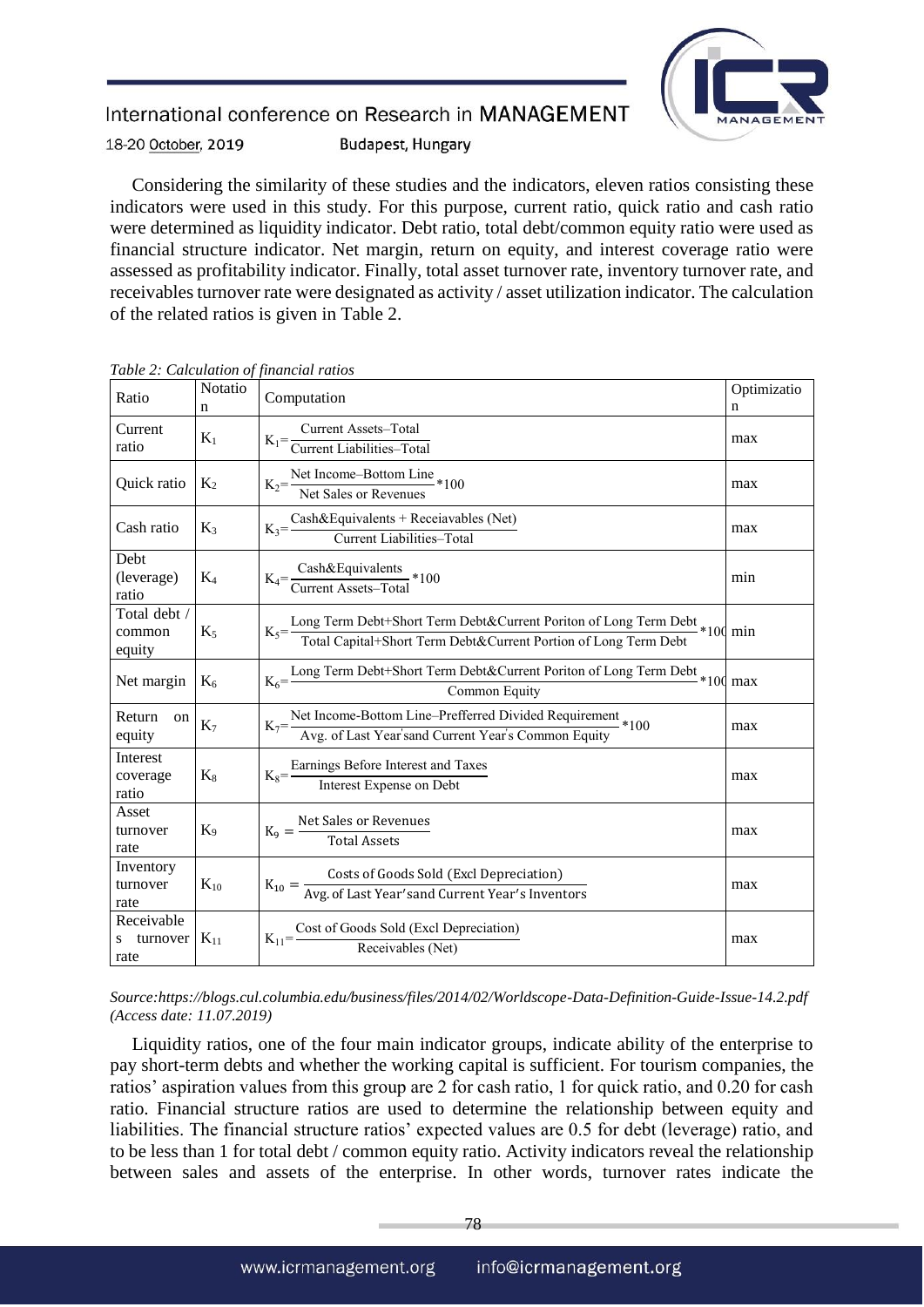Considering the similarity of these studies and the indicators, eleven ratios consisting these indicators were used in this study. For this purpose, current ratio, quick ratio and cash ratio were determined as liquidity indicator. Debt ratio, total debt/common equity ratio were used as financial structure indicator. Net margin, return on equity, and interest coverage ratio were assessed as profitability indicator. Finally, total asset turnover rate, inventory turnover rate, and receivables turnover rate were designated as activity / asset utilization indicator. The calculation of the related ratios is given in Table 2.

*Table 2: Calculation of financial ratios*

| Ratio | Notation | Computation | Optimization |
|---|---|---|---|
| Current ratio | $K_1$ | $K_1=\frac{\text{Current Assets–Total}}{\text{Current Liabilities–Total}}$ | max |
| Quick ratio | $K_2$ | $K_2=\frac{\text{Net Income–Bottom Line}}{\text{Net Sales or Revenues}}*100$ | max |
| Cash ratio | $K_3$ | $K_3=\frac{\text{Cash\&Equivalents + Receaivables (Net)}}{\text{Current Liabilities–Total}}$ | max |
| Debt (leverage) ratio | $K_4$ | $K_4=\frac{\text{Cash\&Equivalents}}{\text{Current Assets–Total}}*100$ | min |
| Total debt / common equity | $K_5$ | $K_5=\frac{\text{Long Term Debt+Short Term Debt\&Current Poriton of Long Term Debt}}{\text{Total Capital+Short Term Debt\&Current Portion of Long Term Debt}}*100$ | min |
| Net margin | $K_6$ | $K_6=\frac{\text{Long Term Debt+Short Term Debt\&Current Poriton of Long Term Debt}}{\text{Common Equity}}*100$ | max |
| Return on equity | $K_7$ | $K_7=\frac{\text{Net Income-Bottom Line–Prefferred Divided Requirement}}{\text{Avg. of Last Year's and Current Year's Common Equity}}*100$ | max |
| Interest coverage ratio | $K_8$ | $K_8=\frac{\text{Earnings Before Interest and Taxes}}{\text{Interest Expense on Debt}}$ | max |
| Asset turnover rate | $K_9$ | $K_9=\frac{\text{Net Sales or Revenues}}{\text{Total Assets}}$ | max |
| Inventory turnover rate | $K_{10}$ | $K_{10}=\frac{\text{Costs of Goods Sold (Excl Depreciation)}}{\text{Avg. of Last Year's and Current Year's Inventors}}$ | max |
| Receivables turnover rate | $K_{11}$ | $K_{11}=\frac{\text{Cost of Goods Sold (Excl Depreciation)}}{\text{Receivables (Net)}}$ | max |

*Source:https://blogs.cul.columbia.edu/business/files/2014/02/Worldscope-Data-Definition-Guide-Issue-14.2.pdf (Access date: 11.07.2019)*

Liquidity ratios, one of the four main indicator groups, indicate ability of the enterprise to pay short-term debts and whether the working capital is sufficient. For tourism companies, the ratios' aspiration values from this group are 2 for cash ratio, 1 for quick ratio, and 0.20 for cash ratio. Financial structure ratios are used to determine the relationship between equity and liabilities. The financial structure ratios' expected values are 0.5 for debt (leverage) ratio, and to be less than 1 for total debt / common equity ratio. Activity indicators reveal the relationship between sales and assets of the enterprise. In other words, turnover rates indicate the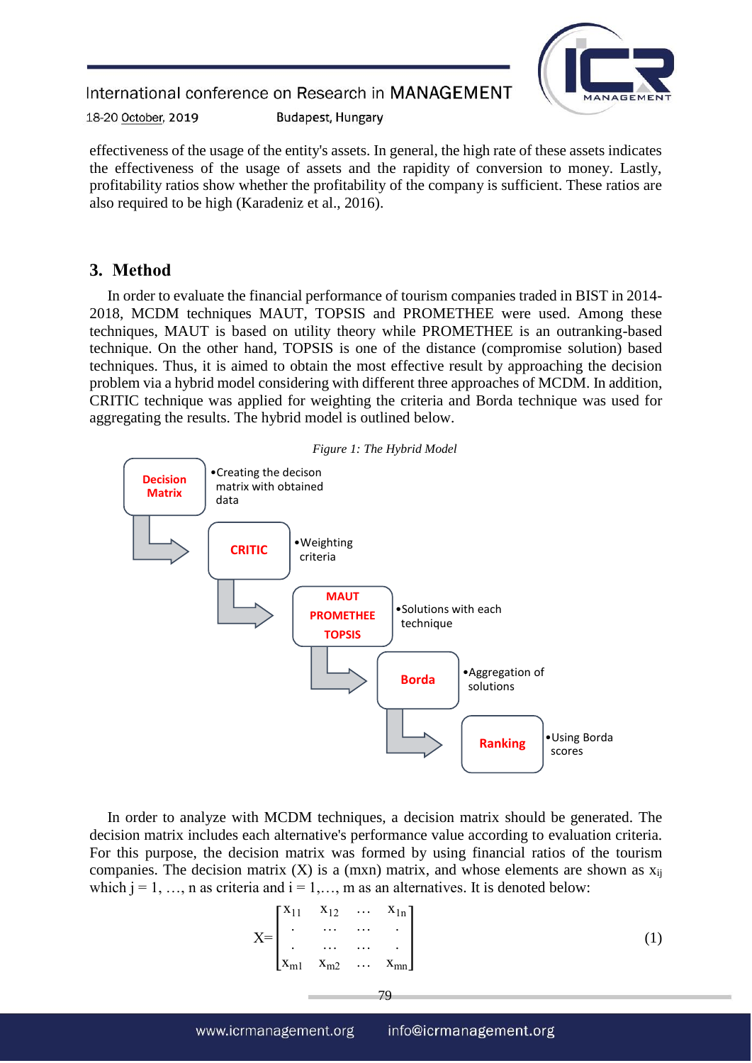effectiveness of the usage of the entity's assets. In general, the high rate of these assets indicates the effectiveness of the usage of assets and the rapidity of conversion to money. Lastly, profitability ratios show whether the profitability of the company is sufficient. These ratios are also required to be high (Karadeniz et al., 2016).

## 3. Method

In order to evaluate the financial performance of tourism companies traded in BIST in 2014-2018, MCDM techniques MAUT, TOPSIS and PROMETHEE were used. Among these techniques, MAUT is based on utility theory while PROMETHEE is an outranking-based technique. On the other hand, TOPSIS is one of the distance (compromise solution) based techniques. Thus, it is aimed to obtain the most effective result by approaching the decision problem via a hybrid model considering with different three approaches of MCDM. In addition, CRITIC technique was applied for weighting the criteria and Borda technique was used for aggregating the results. The hybrid model is outlined below.

*Figure 1: The Hybrid Model*

- **Decision Matrix** — Creating the decison matrix with obtained data
- **CRITIC** — Weighting criteria
- **MAUT, PROMETHEE, TOPSIS** — Solutions with each technique
- **Borda** — Aggregation of solutions
- **Ranking** — Using Borda scores

In order to analyze with MCDM techniques, a decision matrix should be generated. The decision matrix includes each alternative's performance value according to evaluation criteria. For this purpose, the decision matrix was formed by using financial ratios of the tourism companies. The decision matrix (X) is a (mxn) matrix, and whose elements are shown as $x_{ij}$ which $j = 1, \ldots, n$ as criteria and $i = 1, \ldots, m$ as an alternatives. It is denoted below:

$$X = \begin{bmatrix} x_{11} & x_{12} & \cdots & x_{1n} \\ . & \cdots & \cdots & . \\ . & \cdots & \cdots & . \\ x_{m1} & x_{m2} & \cdots & x_{mn} \end{bmatrix} \quad (1)$$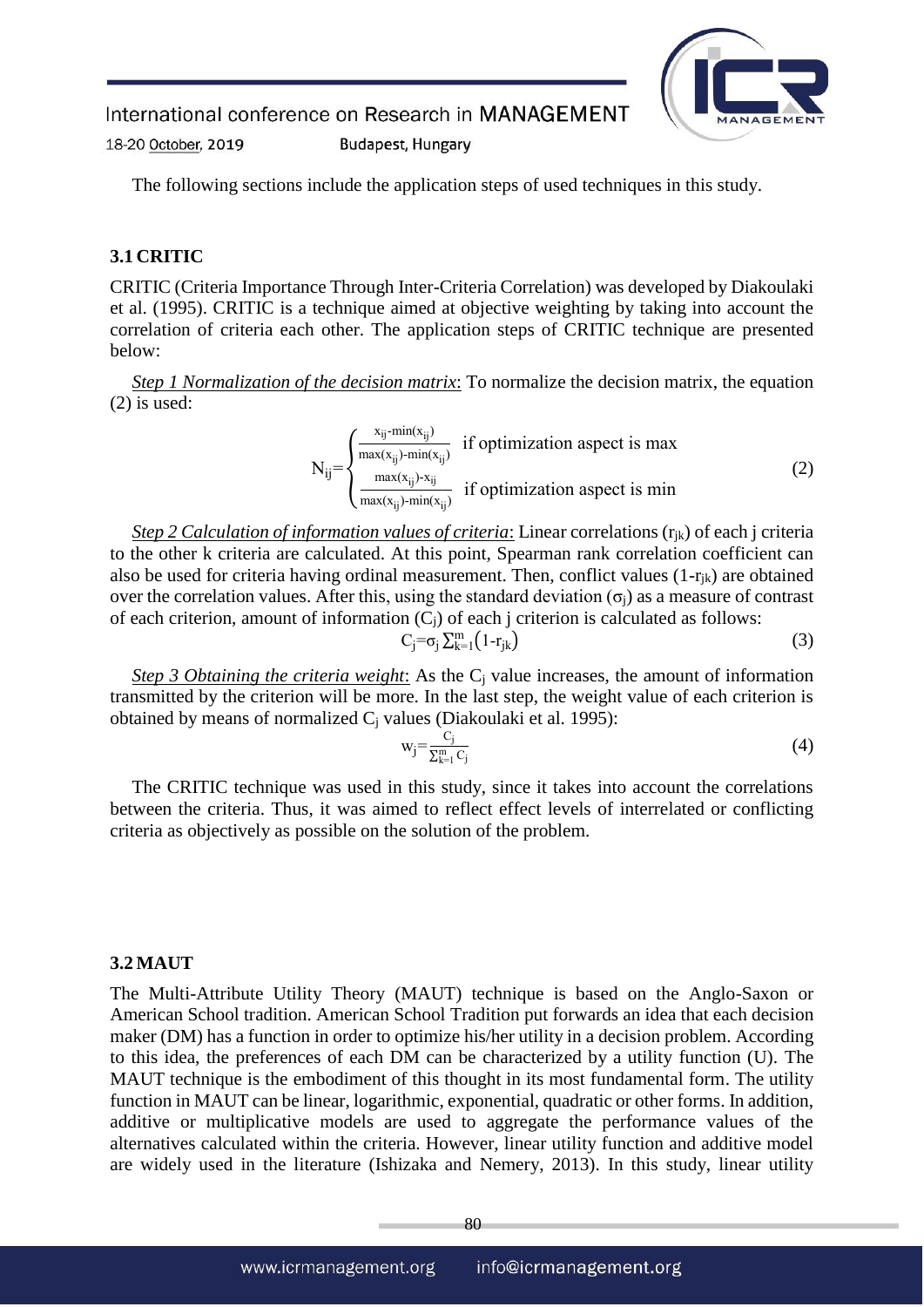The following sections include the application steps of used techniques in this study.

### 3.1 CRITIC

CRITIC (Criteria Importance Through Inter-Criteria Correlation) was developed by Diakoulaki et al. (1995). CRITIC is a technique aimed at objective weighting by taking into account the correlation of criteria each other. The application steps of CRITIC technique are presented below:

*Step 1 Normalization of the decision matrix*: To normalize the decision matrix, the equation (2) is used:

$$N_{ij}=\begin{cases}\frac{x_{ij}-\min(x_{ij})}{\max(x_{ij})-\min(x_{ij})} & \text{if optimization aspect is max}\\ \frac{\max(x_{ij})-x_{ij}}{\max(x_{ij})-\min(x_{ij})} & \text{if optimization aspect is min}\end{cases} \tag{2}$$

*Step 2 Calculation of information values of criteria*: Linear correlations ($r_{jk}$) of each j criteria to the other k criteria are calculated. At this point, Spearman rank correlation coefficient can also be used for criteria having ordinal measurement. Then, conflict values ($1-r_{jk}$) are obtained over the correlation values. After this, using the standard deviation ($\sigma_j$) as a measure of contrast of each criterion, amount of information ($C_j$) of each j criterion is calculated as follows:

$$C_j=\sigma_j \sum_{k=1}^{m}\left(1-r_{jk}\right) \tag{3}$$

*Step 3 Obtaining the criteria weight*: As the $C_j$ value increases, the amount of information transmitted by the criterion will be more. In the last step, the weight value of each criterion is obtained by means of normalized $C_j$ values (Diakoulaki et al. 1995):

$$w_j=\frac{C_j}{\sum_{k=1}^{m} C_j} \tag{4}$$

The CRITIC technique was used in this study, since it takes into account the correlations between the criteria. Thus, it was aimed to reflect effect levels of interrelated or conflicting criteria as objectively as possible on the solution of the problem.

### 3.2 MAUT

The Multi-Attribute Utility Theory (MAUT) technique is based on the Anglo-Saxon or American School tradition. American School Tradition put forwards an idea that each decision maker (DM) has a function in order to optimize his/her utility in a decision problem. According to this idea, the preferences of each DM can be characterized by a utility function (U). The MAUT technique is the embodiment of this thought in its most fundamental form. The utility function in MAUT can be linear, logarithmic, exponential, quadratic or other forms. In addition, additive or multiplicative models are used to aggregate the performance values of the alternatives calculated within the criteria. However, linear utility function and additive model are widely used in the literature (Ishizaka and Nemery, 2013). In this study, linear utility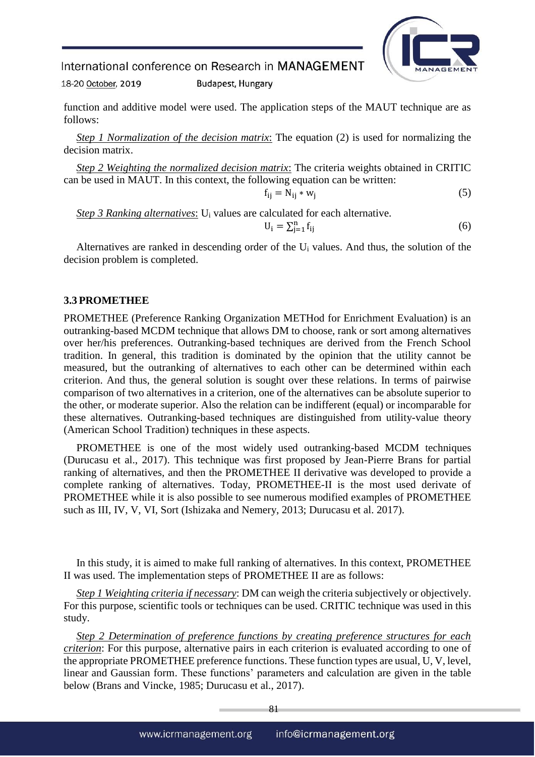function and additive model were used. The application steps of the MAUT technique are as follows:

*Step 1 Normalization of the decision matrix*: The equation (2) is used for normalizing the decision matrix.

*Step 2 Weighting the normalized decision matrix*: The criteria weights obtained in CRITIC can be used in MAUT. In this context, the following equation can be written:

$$f_{ij} = N_{ij} * w_j \tag{5}$$

*Step 3 Ranking alternatives*: $U_i$ values are calculated for each alternative.

$$U_i = \sum_{j=1}^{n} f_{ij} \tag{6}$$

Alternatives are ranked in descending order of the $U_i$ values. And thus, the solution of the decision problem is completed.

### 3.3 PROMETHEE

PROMETHEE (Preference Ranking Organization METHod for Enrichment Evaluation) is an outranking-based MCDM technique that allows DM to choose, rank or sort among alternatives over her/his preferences. Outranking-based techniques are derived from the French School tradition. In general, this tradition is dominated by the opinion that the utility cannot be measured, but the outranking of alternatives to each other can be determined within each criterion. And thus, the general solution is sought over these relations. In terms of pairwise comparison of two alternatives in a criterion, one of the alternatives can be absolute superior to the other, or moderate superior. Also the relation can be indifferent (equal) or incomparable for these alternatives. Outranking-based techniques are distinguished from utility-value theory (American School Tradition) techniques in these aspects.

PROMETHEE is one of the most widely used outranking-based MCDM techniques (Durucasu et al., 2017). This technique was first proposed by Jean-Pierre Brans for partial ranking of alternatives, and then the PROMETHEE II derivative was developed to provide a complete ranking of alternatives. Today, PROMETHEE-II is the most used derivate of PROMETHEE while it is also possible to see numerous modified examples of PROMETHEE such as III, IV, V, VI, Sort (Ishizaka and Nemery, 2013; Durucasu et al. 2017).

In this study, it is aimed to make full ranking of alternatives. In this context, PROMETHEE II was used. The implementation steps of PROMETHEE II are as follows:

*Step 1 Weighting criteria if necessary*: DM can weigh the criteria subjectively or objectively. For this purpose, scientific tools or techniques can be used. CRITIC technique was used in this study.

*Step 2 Determination of preference functions by creating preference structures for each criterion*: For this purpose, alternative pairs in each criterion is evaluated according to one of the appropriate PROMETHEE preference functions. These function types are usual, U, V, level, linear and Gaussian form. These functions' parameters and calculation are given in the table below (Brans and Vincke, 1985; Durucasu et al., 2017).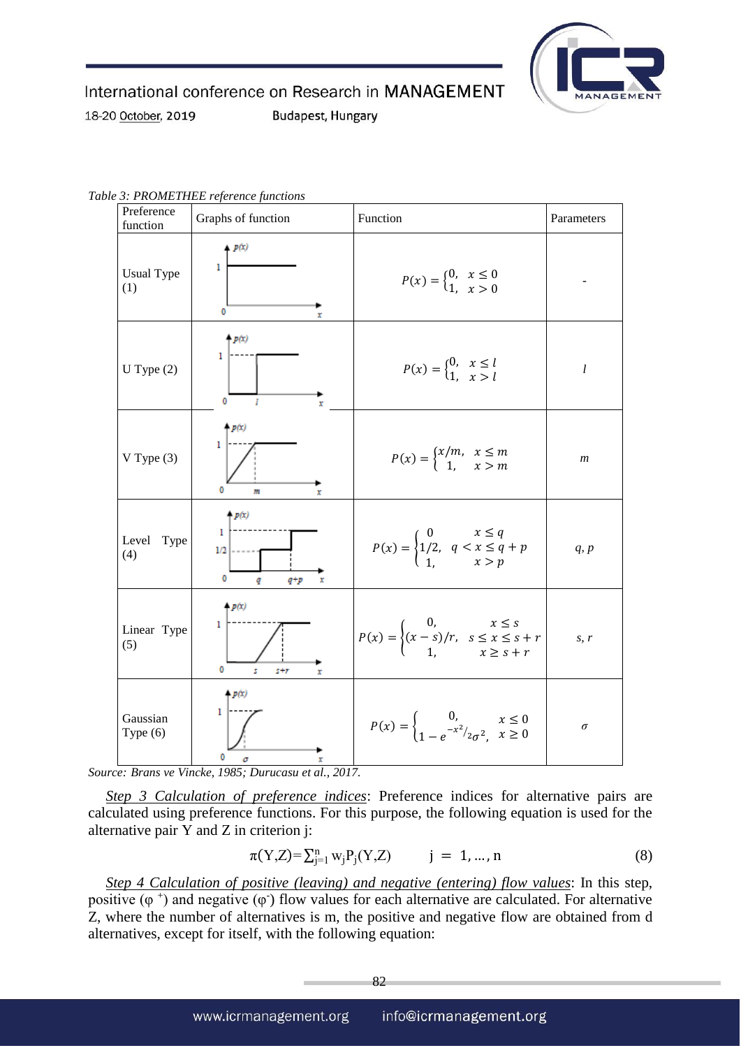*Table 3: PROMETHEE reference functions*

| Preference function | Graphs of function | Function | Parameters |
|---|---|---|---|
| Usual Type (1) | | $P(x) = \begin{cases} 0, & x \leq 0 \\ 1, & x > 0 \end{cases}$ | - |
| U Type (2) | | $P(x) = \begin{cases} 0, & x \leq l \\ 1, & x > l \end{cases}$ | $l$ |
| V Type (3) | | $P(x) = \begin{cases} x/m, & x \leq m \\ 1, & x > m \end{cases}$ | $m$ |
| Level Type (4) | | $P(x) = \begin{cases} 0 & x \leq q \\ 1/2, & q < x \leq q+p \\ 1, & x > p \end{cases}$ | $q, p$ |
| Linear Type (5) | | $P(x) = \begin{cases} 0, & x \leq s \\ (x-s)/r, & s \leq x \leq s+r \\ 1, & x \geq s+r \end{cases}$ | $s, r$ |
| Gaussian Type (6) | | $P(x) = \begin{cases} 0, & x \leq 0 \\ 1 - e^{-x^2/2\sigma^2}, & x \geq 0 \end{cases}$ | $\sigma$ |

*Source: Brans ve Vincke, 1985; Durucasu et al., 2017.*

*Step 3 Calculation of preference indices*: Preference indices for alternative pairs are calculated using preference functions. For this purpose, the following equation is used for the alternative pair Y and Z in criterion j:

$$\pi(Y,Z) = \sum_{j=1}^{n} w_j P_j(Y,Z) \qquad j = 1, \ldots, n \tag{8}$$

*Step 4 Calculation of positive (leaving) and negative (entering) flow values*: In this step, positive ($\varphi^+$) and negative ($\varphi^-$) flow values for each alternative are calculated. For alternative Z, where the number of alternatives is m, the positive and negative flow are obtained from d alternatives, except for itself, with the following equation: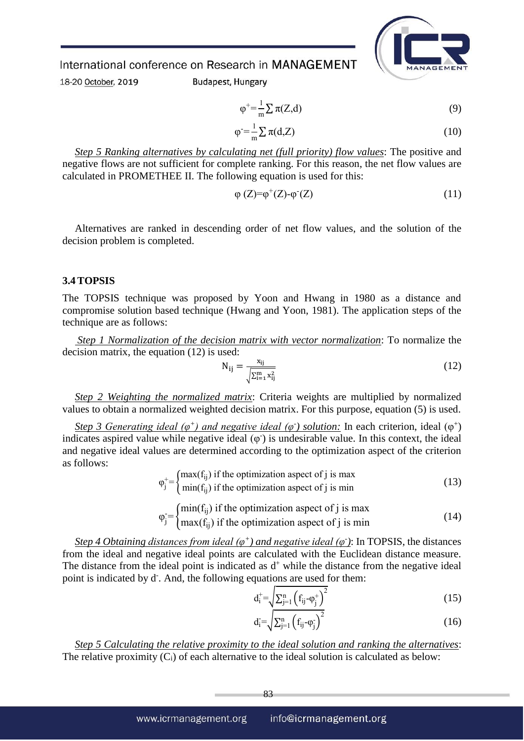$$\varphi^{+}=\frac{1}{m}\sum \pi(Z,d) \tag{9}$$

$$\varphi^{-}=\frac{1}{m}\sum \pi(d,Z) \tag{10}$$

*Step 5 Ranking alternatives by calculating net (full priority) flow values*: The positive and negative flows are not sufficient for complete ranking. For this reason, the net flow values are calculated in PROMETHEE II. The following equation is used for this:

$$\varphi\,(Z)=\varphi^{+}(Z)-\varphi^{-}(Z) \tag{11}$$

Alternatives are ranked in descending order of net flow values, and the solution of the decision problem is completed.

### 3.4 TOPSIS

The TOPSIS technique was proposed by Yoon and Hwang in 1980 as a distance and compromise solution based technique (Hwang and Yoon, 1981). The application steps of the technique are as follows:

*Step 1 Normalization of the decision matrix with vector normalization*: To normalize the decision matrix, the equation (12) is used:

$$N_{ij}=\frac{x_{ij}}{\sqrt{\sum_{i=1}^{m} x_{ij}^{2}}} \tag{12}$$

*Step 2 Weighting the normalized matrix*: Criteria weights are multiplied by normalized values to obtain a normalized weighted decision matrix. For this purpose, equation (5) is used.

*Step 3 Generating ideal ($\varphi^{+}$) and negative ideal ($\varphi^{-}$) solution:* In each criterion, ideal ($\varphi^{+}$) indicates aspired value while negative ideal ($\varphi^{-}$) is undesirable value. In this context, the ideal and negative ideal values are determined according to the optimization aspect of the criterion as follows:

$$\varphi_j^{+}=\begin{cases}\max(f_{ij}) \text{ if the optimization aspect of j is max}\\ \min(f_{ij}) \text{ if the optimization aspect of j is min}\end{cases} \tag{13}$$

$$\varphi_j^{-}=\begin{cases}\min(f_{ij}) \text{ if the optimization aspect of j is max}\\ \max(f_{ij}) \text{ if the optimization aspect of j is min}\end{cases} \tag{14}$$

*Step 4 Obtaining distances from ideal ($\varphi^{+}$) and negative ideal ($\varphi^{-}$)*: In TOPSIS, the distances from the ideal and negative ideal points are calculated with the Euclidean distance measure. The distance from the ideal point is indicated as $d^{+}$ while the distance from the negative ideal point is indicated by $d^{-}$. And, the following equations are used for them:

$$d_i^{+}=\sqrt{\sum_{j=1}^{n}\left(f_{ij}-\varphi_j^{+}\right)^{2}} \tag{15}$$

$$d_i^{-}=\sqrt{\sum_{j=1}^{n}\left(f_{ij}-\varphi_j^{-}\right)^{2}} \tag{16}$$

*Step 5 Calculating the relative proximity to the ideal solution and ranking the alternatives*: The relative proximity ($C_i$) of each alternative to the ideal solution is calculated as below: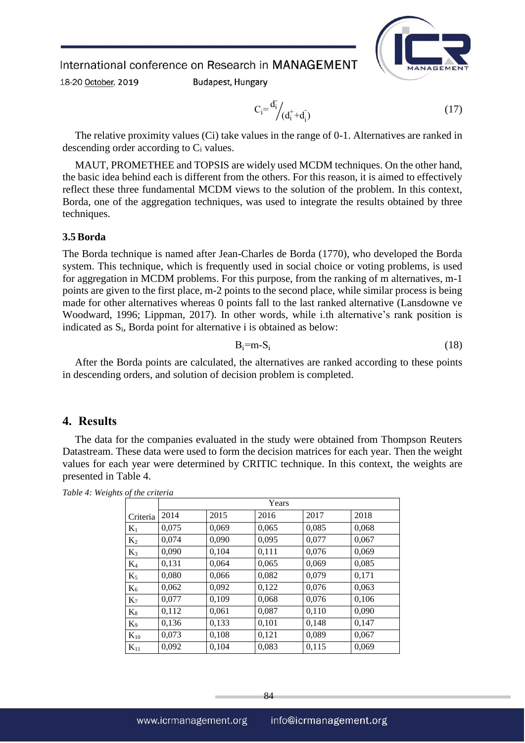$$C_i = \frac{d_i^-}{(d_i^+ + d_i^-)} \quad (17)$$

The relative proximity values (Ci) take values in the range of 0-1. Alternatives are ranked in descending order according to $C_i$ values.

MAUT, PROMETHEE and TOPSIS are widely used MCDM techniques. On the other hand, the basic idea behind each is different from the others. For this reason, it is aimed to effectively reflect these three fundamental MCDM views to the solution of the problem. In this context, Borda, one of the aggregation techniques, was used to integrate the results obtained by three techniques.

### 3.5 Borda

The Borda technique is named after Jean-Charles de Borda (1770), who developed the Borda system. This technique, which is frequently used in social choice or voting problems, is used for aggregation in MCDM problems. For this purpose, from the ranking of m alternatives, m-1 points are given to the first place, m-2 points to the second place, while similar process is being made for other alternatives whereas 0 points fall to the last ranked alternative (Lansdowne ve Woodward, 1996; Lippman, 2017). In other words, while i.th alternative's rank position is indicated as $S_i$, Borda point for alternative i is obtained as below:

$$B_i = m - S_i \quad (18)$$

After the Borda points are calculated, the alternatives are ranked according to these points in descending orders, and solution of decision problem is completed.

## 4. Results

The data for the companies evaluated in the study were obtained from Thompson Reuters Datastream. These data were used to form the decision matrices for each year. Then the weight values for each year were determined by CRITIC technique. In this context, the weights are presented in Table 4.

*Table 4: Weights of the criteria*

| | Years | | | | |
|---|---|---|---|---|---|
| Criteria | 2014 | 2015 | 2016 | 2017 | 2018 |
| $K_1$ | 0,075 | 0,069 | 0,065 | 0,085 | 0,068 |
| $K_2$ | 0,074 | 0,090 | 0,095 | 0,077 | 0,067 |
| $K_3$ | 0,090 | 0,104 | 0,111 | 0,076 | 0,069 |
| $K_4$ | 0,131 | 0,064 | 0,065 | 0,069 | 0,085 |
| $K_5$ | 0,080 | 0,066 | 0,082 | 0,079 | 0,171 |
| $K_6$ | 0,062 | 0,092 | 0,122 | 0,076 | 0,063 |
| $K_7$ | 0,077 | 0,109 | 0,068 | 0,076 | 0,106 |
| $K_8$ | 0,112 | 0,061 | 0,087 | 0,110 | 0,090 |
| $K_9$ | 0,136 | 0,133 | 0,101 | 0,148 | 0,147 |
| $K_{10}$ | 0,073 | 0,108 | 0,121 | 0,089 | 0,067 |
| $K_{11}$ | 0,092 | 0,104 | 0,083 | 0,115 | 0,069 |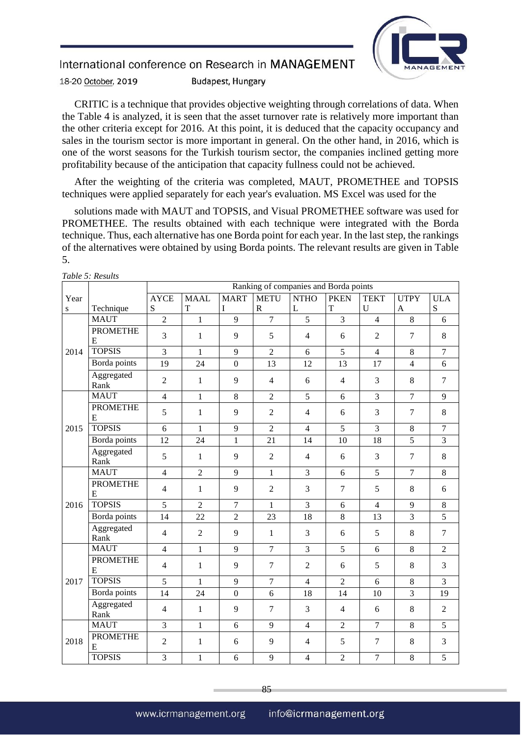CRITIC is a technique that provides objective weighting through correlations of data. When the Table 4 is analyzed, it is seen that the asset turnover rate is relatively more important than the other criteria except for 2016. At this point, it is deduced that the capacity occupancy and sales in the tourism sector is more important in general. On the other hand, in 2016, which is one of the worst seasons for the Turkish tourism sector, the companies inclined getting more profitability because of the anticipation that capacity fullness could not be achieved.

After the weighting of the criteria was completed, MAUT, PROMETHEE and TOPSIS techniques were applied separately for each year's evaluation. MS Excel was used for the

solutions made with MAUT and TOPSIS, and Visual PROMETHEE software was used for PROMETHEE. The results obtained with each technique were integrated with the Borda technique. Thus, each alternative has one Borda point for each year. In the last step, the rankings of the alternatives were obtained by using Borda points. The relevant results are given in Table 5.

*Table 5: Results*

| Years | Technique | Ranking of companies and Borda points | | | | | | | | |
|---|---|---|---|---|---|---|---|---|---|---|
| | | AYCES | MAALT | MARTI | METUR | NTHOL | PKENT | TEKTU | UTPYA | ULAS |
| 2014 | MAUT | 2 | 1 | 9 | 7 | 5 | 3 | 4 | 8 | 6 |
| | PROMETHEE | 3 | 1 | 9 | 5 | 4 | 6 | 2 | 7 | 8 |
| | TOPSIS | 3 | 1 | 9 | 2 | 6 | 5 | 4 | 8 | 7 |
| | Borda points | 19 | 24 | 0 | 13 | 12 | 13 | 17 | 4 | 6 |
| | Aggregated Rank | 2 | 1 | 9 | 4 | 6 | 4 | 3 | 8 | 7 |
| 2015 | MAUT | 4 | 1 | 8 | 2 | 5 | 6 | 3 | 7 | 9 |
| | PROMETHEE | 5 | 1 | 9 | 2 | 4 | 6 | 3 | 7 | 8 |
| | TOPSIS | 6 | 1 | 9 | 2 | 4 | 5 | 3 | 8 | 7 |
| | Borda points | 12 | 24 | 1 | 21 | 14 | 10 | 18 | 5 | 3 |
| | Aggregated Rank | 5 | 1 | 9 | 2 | 4 | 6 | 3 | 7 | 8 |
| 2016 | MAUT | 4 | 2 | 9 | 1 | 3 | 6 | 5 | 7 | 8 |
| | PROMETHEE | 4 | 1 | 9 | 2 | 3 | 7 | 5 | 8 | 6 |
| | TOPSIS | 5 | 2 | 7 | 1 | 3 | 6 | 4 | 9 | 8 |
| | Borda points | 14 | 22 | 2 | 23 | 18 | 8 | 13 | 3 | 5 |
| | Aggregated Rank | 4 | 2 | 9 | 1 | 3 | 6 | 5 | 8 | 7 |
| 2017 | MAUT | 4 | 1 | 9 | 7 | 3 | 5 | 6 | 8 | 2 |
| | PROMETHEE | 4 | 1 | 9 | 7 | 2 | 6 | 5 | 8 | 3 |
| | TOPSIS | 5 | 1 | 9 | 7 | 4 | 2 | 6 | 8 | 3 |
| | Borda points | 14 | 24 | 0 | 6 | 18 | 14 | 10 | 3 | 19 |
| | Aggregated Rank | 4 | 1 | 9 | 7 | 3 | 4 | 6 | 8 | 2 |
| 2018 | MAUT | 3 | 1 | 6 | 9 | 4 | 2 | 7 | 8 | 5 |
| | PROMETHEE | 2 | 1 | 6 | 9 | 4 | 5 | 7 | 8 | 3 |
| | TOPSIS | 3 | 1 | 6 | 9 | 4 | 2 | 7 | 8 | 5 |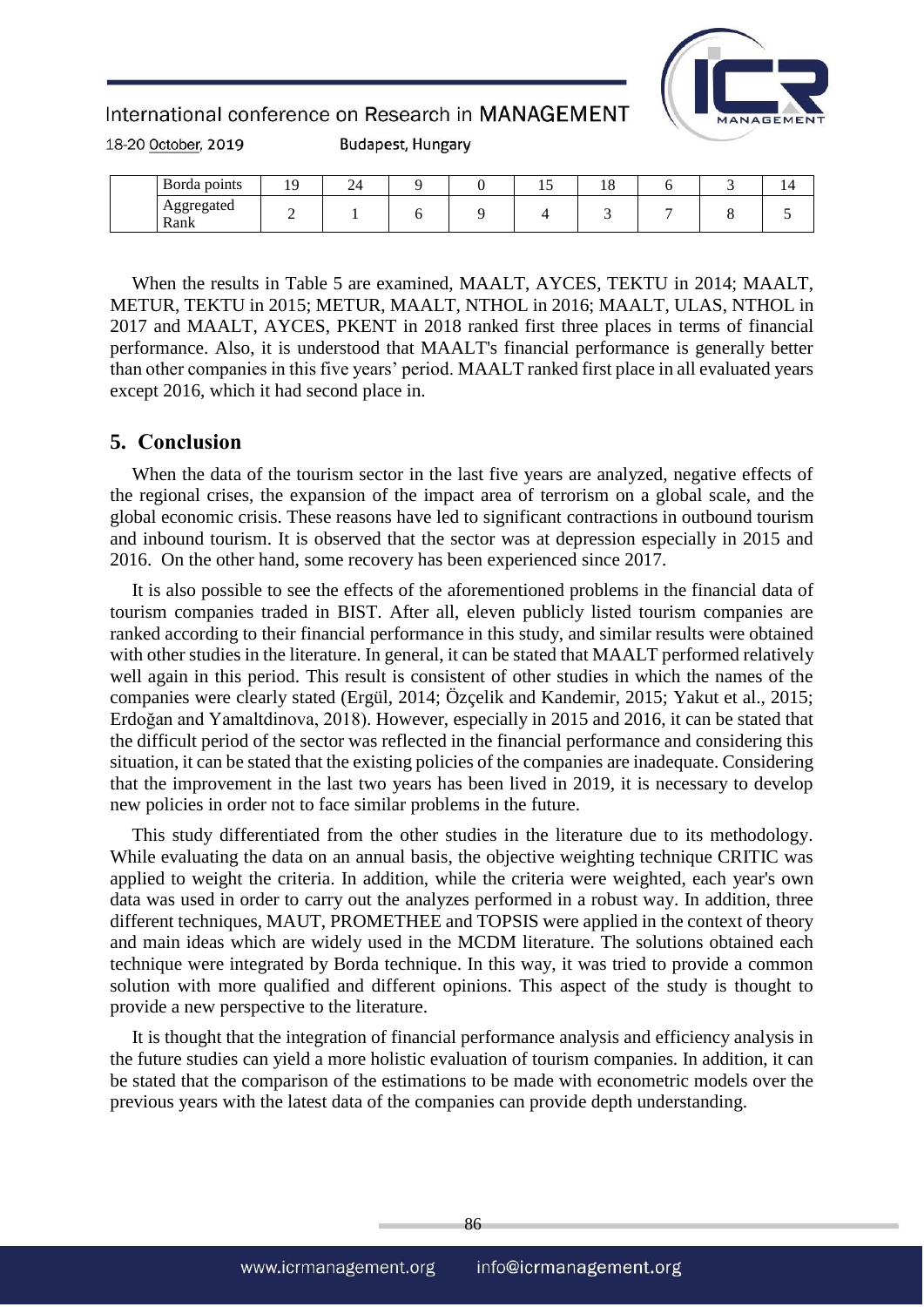| | Borda points | 19 | 24 | 9 | 0 | 15 | 18 | 6 | 3 | 14 |
|---|---|---|---|---|---|---|---|---|---|---|
| | Aggregated Rank | 2 | 1 | 6 | 9 | 4 | 3 | 7 | 8 | 5 |

When the results in Table 5 are examined, MAALT, AYCES, TEKTU in 2014; MAALT, METUR, TEKTU in 2015; METUR, MAALT, NTHOL in 2016; MAALT, ULAS, NTHOL in 2017 and MAALT, AYCES, PKENT in 2018 ranked first three places in terms of financial performance. Also, it is understood that MAALT's financial performance is generally better than other companies in this five years' period. MAALT ranked first place in all evaluated years except 2016, which it had second place in.

## 5. Conclusion

When the data of the tourism sector in the last five years are analyzed, negative effects of the regional crises, the expansion of the impact area of terrorism on a global scale, and the global economic crisis. These reasons have led to significant contractions in outbound tourism and inbound tourism. It is observed that the sector was at depression especially in 2015 and 2016. On the other hand, some recovery has been experienced since 2017.

It is also possible to see the effects of the aforementioned problems in the financial data of tourism companies traded in BIST. After all, eleven publicly listed tourism companies are ranked according to their financial performance in this study, and similar results were obtained with other studies in the literature. In general, it can be stated that MAALT performed relatively well again in this period. This result is consistent of other studies in which the names of the companies were clearly stated (Ergül, 2014; Özçelik and Kandemir, 2015; Yakut et al., 2015; Erdoğan and Yamaltdinova, 2018). However, especially in 2015 and 2016, it can be stated that the difficult period of the sector was reflected in the financial performance and considering this situation, it can be stated that the existing policies of the companies are inadequate. Considering that the improvement in the last two years has been lived in 2019, it is necessary to develop new policies in order not to face similar problems in the future.

This study differentiated from the other studies in the literature due to its methodology. While evaluating the data on an annual basis, the objective weighting technique CRITIC was applied to weight the criteria. In addition, while the criteria were weighted, each year's own data was used in order to carry out the analyzes performed in a robust way. In addition, three different techniques, MAUT, PROMETHEE and TOPSIS were applied in the context of theory and main ideas which are widely used in the MCDM literature. The solutions obtained each technique were integrated by Borda technique. In this way, it was tried to provide a common solution with more qualified and different opinions. This aspect of the study is thought to provide a new perspective to the literature.

It is thought that the integration of financial performance analysis and efficiency analysis in the future studies can yield a more holistic evaluation of tourism companies. In addition, it can be stated that the comparison of the estimations to be made with econometric models over the previous years with the latest data of the companies can provide depth understanding.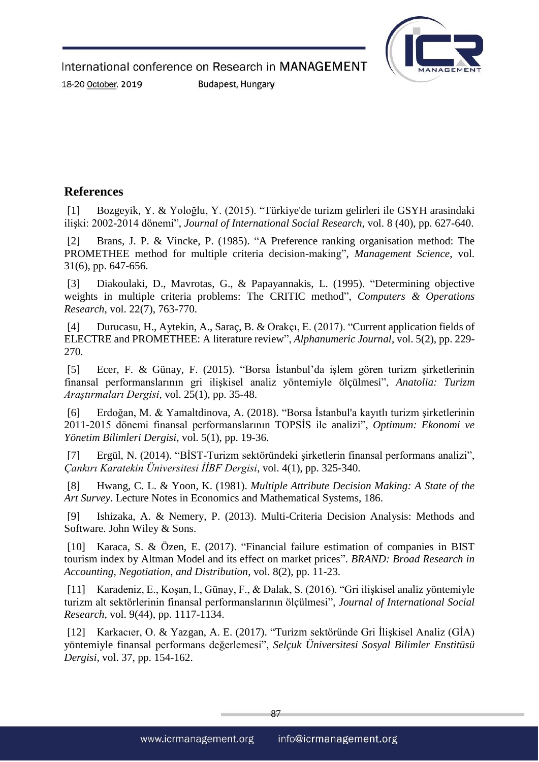## References

[1] Bozgeyik, Y. & Yoloğlu, Y. (2015). "Türkiye'de turizm gelirleri ile GSYH arasindaki ilişki: 2002-2014 dönemi", *Journal of International Social Research*, vol. 8 (40), pp. 627-640.

[2] Brans, J. P. & Vincke, P. (1985). "A Preference ranking organisation method: The PROMETHEE method for multiple criteria decision-making", *Management Science*, vol. 31(6), pp. 647-656.

[3] Diakoulaki, D., Mavrotas, G., & Papayannakis, L. (1995). "Determining objective weights in multiple criteria problems: The CRITIC method", *Computers & Operations Research*, vol. 22(7), 763-770.

[4] Durucasu, H., Aytekin, A., Saraç, B. & Orakçı, E. (2017). "Current application fields of ELECTRE and PROMETHEE: A literature review", *Alphanumeric Journal*, vol. 5(2), pp. 229-270.

[5] Ecer, F. & Günay, F. (2015). "Borsa İstanbul'da işlem gören turizm şirketlerinin finansal performanslarının gri ilişkisel analiz yöntemiyle ölçülmesi", *Anatolia: Turizm Araştırmaları Dergisi*, vol. 25(1), pp. 35-48.

[6] Erdoğan, M. & Yamaltdinova, A. (2018). "Borsa İstanbul'a kayıtlı turizm şirketlerinin 2011-2015 dönemi finansal performanslarının TOPSİS ile analizi", *Optimum: Ekonomi ve Yönetim Bilimleri Dergisi*, vol. 5(1), pp. 19-36.

[7] Ergül, N. (2014). "BİST-Turizm sektöründeki şirketlerin finansal performans analizi", *Çankırı Karatekin Üniversitesi İİBF Dergisi*, vol. 4(1), pp. 325-340.

[8] Hwang, C. L. & Yoon, K. (1981). *Multiple Attribute Decision Making: A State of the Art Survey*. Lecture Notes in Economics and Mathematical Systems, 186.

[9] Ishizaka, A. & Nemery, P. (2013). Multi-Criteria Decision Analysis: Methods and Software. John Wiley & Sons.

[10] Karaca, S. & Özen, E. (2017). "Financial failure estimation of companies in BIST tourism index by Altman Model and its effect on market prices". *BRAND: Broad Research in Accounting, Negotiation, and Distribution*, vol. 8(2), pp. 11-23.

[11] Karadeniz, E., Koşan, l., Günay, F., & Dalak, S. (2016). "Gri ilişkisel analiz yöntemiyle turizm alt sektörlerinin finansal performanslarının ölçülmesi", *Journal of International Social Research*, vol. 9(44), pp. 1117-1134.

[12] Karkacıer, O. & Yazgan, A. E. (2017). "Turizm sektöründe Gri İlişkisel Analiz (GİA) yöntemiyle finansal performans değerlemesi", *Selçuk Üniversitesi Sosyal Bilimler Enstitüsü Dergisi*, vol. 37, pp. 154-162.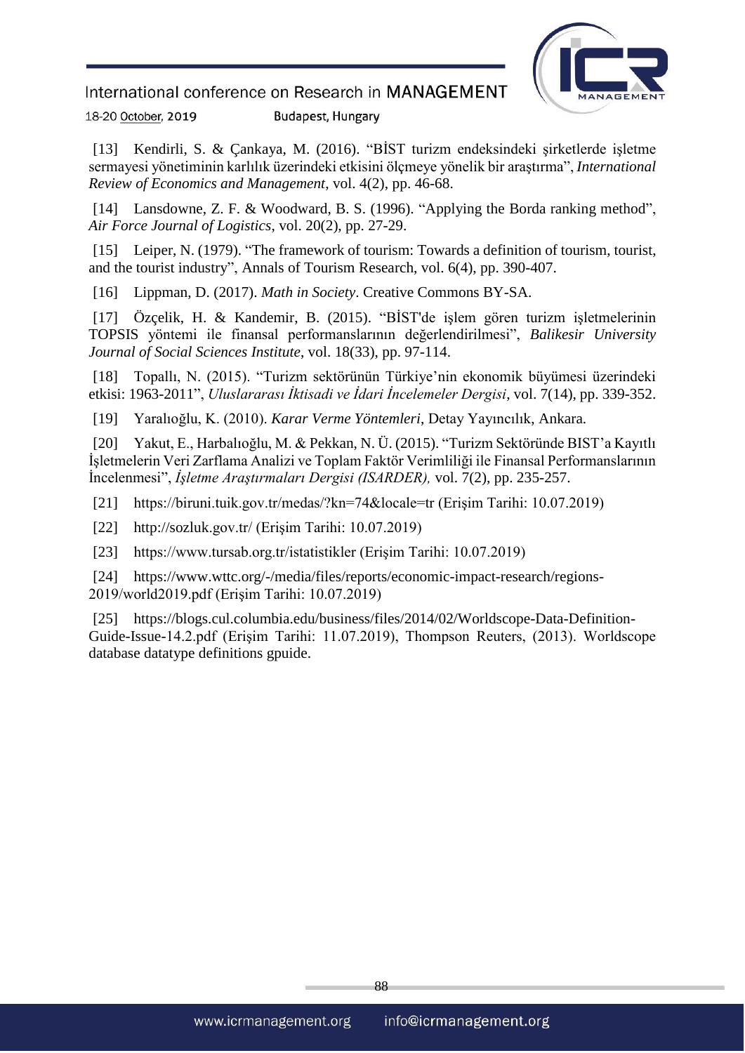[13] Kendirli, S. & Çankaya, M. (2016). "BİST turizm endeksindeki şirketlerde işletme sermayesi yönetiminin karlılık üzerindeki etkisini ölçmeye yönelik bir araştırma", *International Review of Economics and Management*, vol. 4(2), pp. 46-68.

[14] Lansdowne, Z. F. & Woodward, B. S. (1996). "Applying the Borda ranking method", *Air Force Journal of Logistics*, vol. 20(2), pp. 27-29.

[15] Leiper, N. (1979). "The framework of tourism: Towards a definition of tourism, tourist, and the tourist industry", Annals of Tourism Research, vol. 6(4), pp. 390-407.

[16] Lippman, D. (2017). *Math in Society*. Creative Commons BY-SA.

[17] Özçelik, H. & Kandemir, B. (2015). "BİST'de işlem gören turizm işletmelerinin TOPSIS yöntemi ile finansal performanslarının değerlendirilmesi", *Balikesir University Journal of Social Sciences Institute*, vol. 18(33), pp. 97-114.

[18] Topallı, N. (2015). "Turizm sektörünün Türkiye'nin ekonomik büyümesi üzerindeki etkisi: 1963-2011", *Uluslararası İktisadi ve İdari İncelemeler Dergisi*, vol. 7(14), pp. 339-352.

[19] Yaralıoğlu, K. (2010). *Karar Verme Yöntemleri*, Detay Yayıncılık, Ankara.

[20] Yakut, E., Harbalıoğlu, M. & Pekkan, N. Ü. (2015). "Turizm Sektöründe BIST'a Kayıtlı İşletmelerin Veri Zarflama Analizi ve Toplam Faktör Verimliliği ile Finansal Performanslarının İncelenmesi", *İşletme Araştırmaları Dergisi (ISARDER),* vol. 7(2), pp. 235-257.

[21] https://biruni.tuik.gov.tr/medas/?kn=74&locale=tr (Erişim Tarihi: 10.07.2019)

[22] http://sozluk.gov.tr/ (Erişim Tarihi: 10.07.2019)

[23] https://www.tursab.org.tr/istatistikler (Erişim Tarihi: 10.07.2019)

[24] https://www.wttc.org/-/media/files/reports/economic-impact-research/regions-2019/world2019.pdf (Erişim Tarihi: 10.07.2019)

[25] https://blogs.cul.columbia.edu/business/files/2014/02/Worldscope-Data-Definition-Guide-Issue-14.2.pdf (Erişim Tarihi: 11.07.2019), Thompson Reuters, (2013). Worldscope database datatype definitions gpuide.